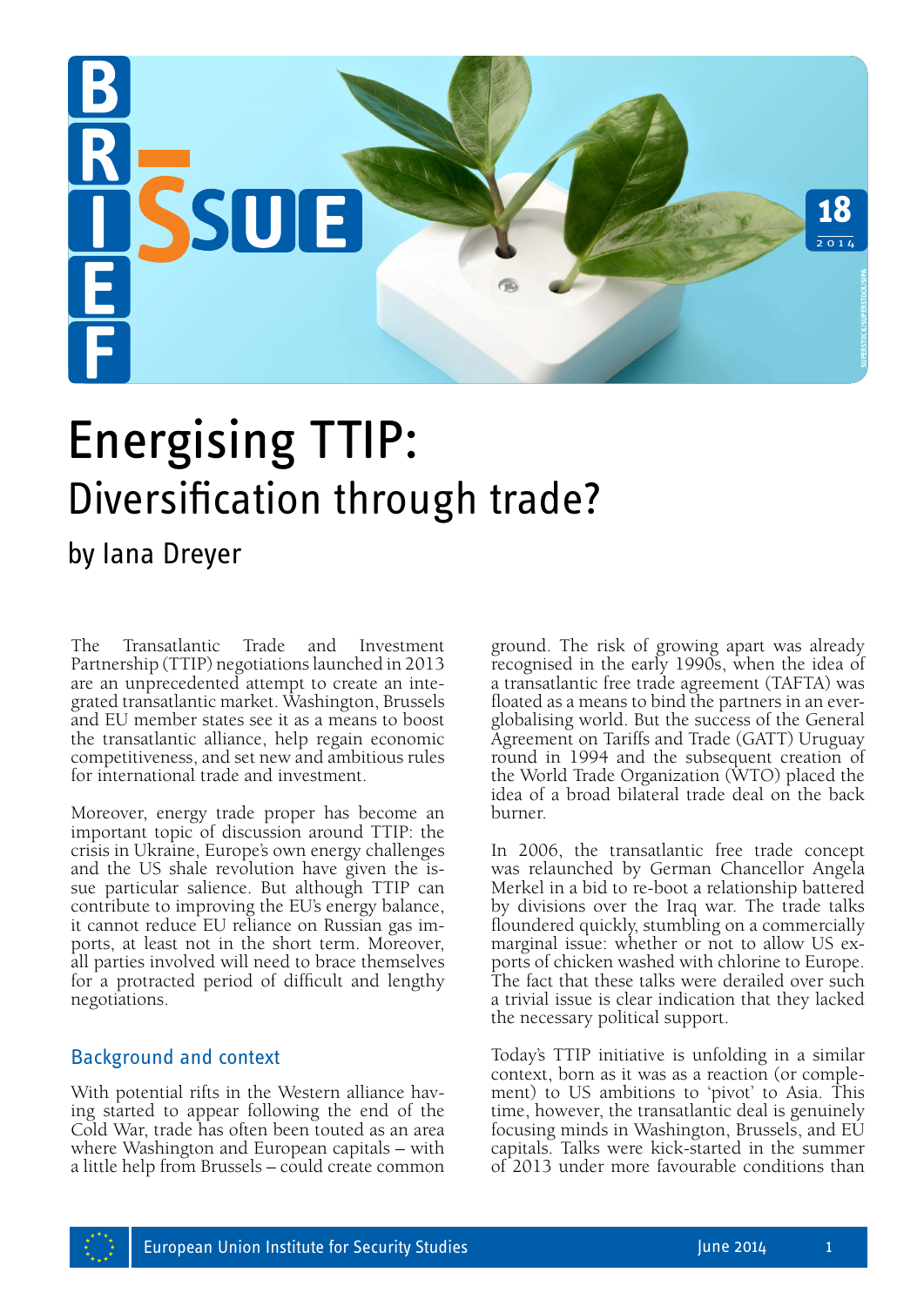# Energising TTIP: Diversification through trade?

by Iana Dreyer

The Transatlantic Trade and Investment Partnership (TTIP) negotiations launched in 2013 are an unprecedented attempt to create an integrated transatlantic market. Washington, Brussels and EU member states see it as a means to boost the transatlantic alliance, help regain economic competitiveness, and set new and ambitious rules for international trade and investment.

Moreover, energy trade proper has become an important topic of discussion around TTIP: the crisis in Ukraine, Europe's own energy challenges and the US shale revolution have given the issue particular salience. But although TTIP can contribute to improving the EU's energy balance, it cannot reduce EU reliance on Russian gas imports, at least not in the short term. Moreover, all parties involved will need to brace themselves for a protracted period of difficult and lengthy negotiations.

## Background and context

With potential rifts in the Western alliance having started to appear following the end of the Cold War, trade has often been touted as an area where Washington and European capitals – with a little help from Brussels – could create common ground. The risk of growing apart was already recognised in the early 1990s, when the idea of a transatlantic free trade agreement (TAFTA) was floated as a means to bind the partners in an ever-globalising world. But the success of the General Agreement on Tariffs and Trade (GATT) Uruguay round in 1994 and the subsequent creation of the World Trade Organization (WTO) placed the idea of a broad bilateral trade deal on the back burner.

In 2006, the transatlantic free trade concept was relaunched by German Chancellor Angela Merkel in a bid to re-boot a relationship battered by divisions over the Iraq war. The trade talks floundered quickly, stumbling on a commercially marginal issue: whether or not to allow US exports of chicken washed with chlorine to Europe. The fact that these talks were derailed over such a trivial issue is clear indication that they lacked the necessary political support.

Today's TTIP initiative is unfolding in a similar context, born as it was as a reaction (or complement) to US ambitions to 'pivot' to Asia. This time, however, the transatlantic deal is genuinely focusing minds in Washington, Brussels, and EU capitals. Talks were kick-started in the summer of 2013 under more favourable conditions than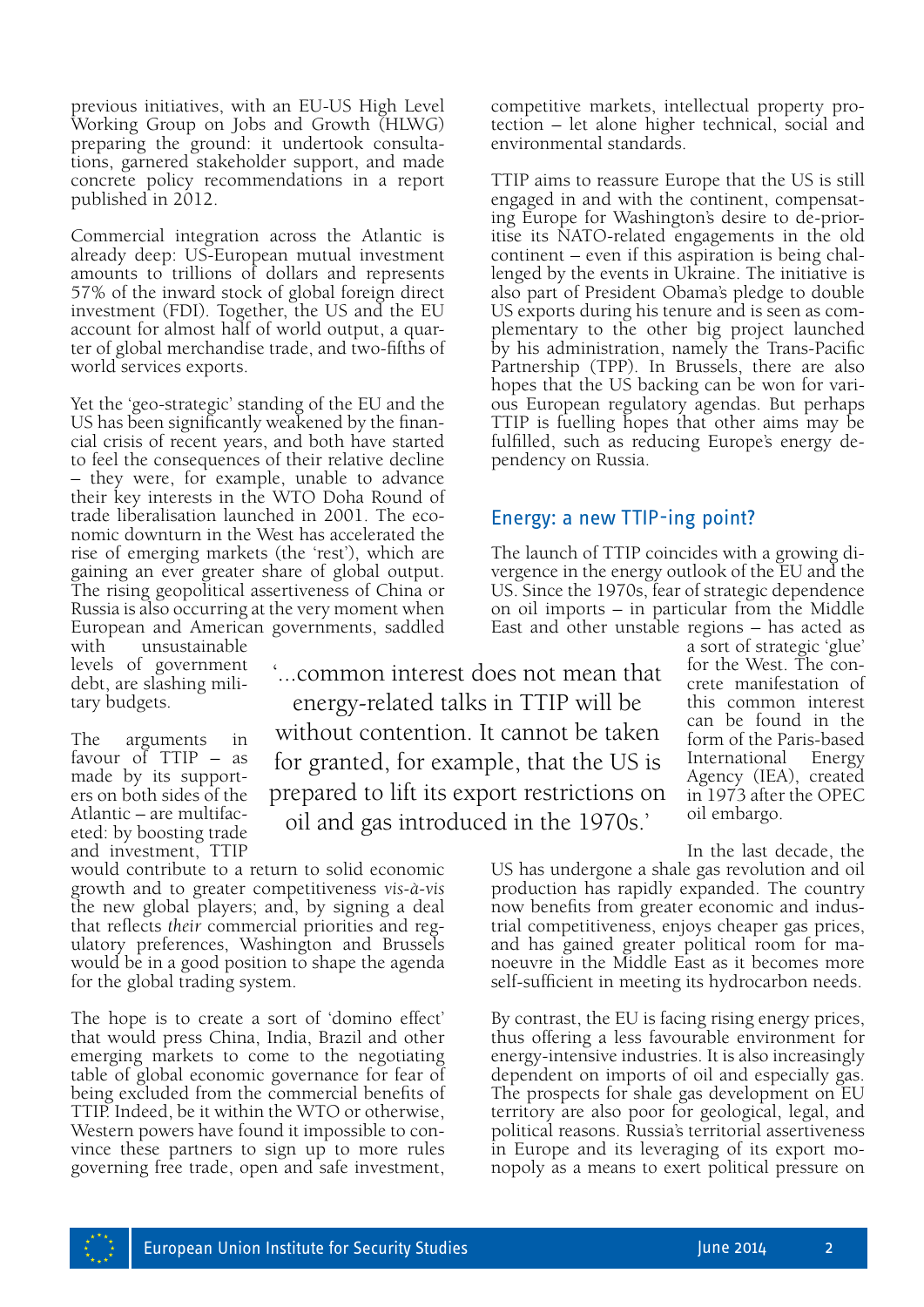previous initiatives, with an EU-US High Level Working Group on Jobs and Growth (HLWG) preparing the ground: it undertook consultations, garnered stakeholder support, and made concrete policy recommendations in a report published in 2012.

Commercial integration across the Atlantic is already deep: US-European mutual investment amounts to trillions of dollars and represents 57% of the inward stock of global foreign direct investment (FDI). Together, the US and the EU account for almost half of world output, a quarter of global merchandise trade, and two-fifths of world services exports.

Yet the 'geo-strategic' standing of the EU and the US has been significantly weakened by the financial crisis of recent years, and both have started to feel the consequences of their relative decline – they were, for example, unable to advance their key interests in the WTO Doha Round of trade liberalisation launched in 2001. The economic downturn in the West has accelerated the rise of emerging markets (the 'rest'), which are gaining an ever greater share of global output. The rising geopolitical assertiveness of China or Russia is also occurring at the very moment when European and American governments, saddled with unsustainable levels of government debt, are slashing military budgets.

The arguments in favour of TTIP – as made by its supporters on both sides of the Atlantic – are multifaceted: by boosting trade and investment, TTIP would contribute to a return to solid economic growth and to greater competitiveness *vis-à-vis* the new global players; and, by signing a deal that reflects *their* commercial priorities and regulatory preferences, Washington and Brussels would be in a good position to shape the agenda for the global trading system.

The hope is to create a sort of 'domino effect' that would press China, India, Brazil and other emerging markets to come to the negotiating table of global economic governance for fear of being excluded from the commercial benefits of TTIP. Indeed, be it within the WTO or otherwise, Western powers have found it impossible to convince these partners to sign up to more rules governing free trade, open and safe investment, competitive markets, intellectual property protection – let alone higher technical, social and environmental standards.

TTIP aims to reassure Europe that the US is still engaged in and with the continent, compensating Europe for Washington's desire to de-prioritise its NATO-related engagements in the old continent – even if this aspiration is being challenged by the events in Ukraine. The initiative is also part of President Obama's pledge to double US exports during his tenure and is seen as complementary to the other big project launched by his administration, namely the Trans-Pacific Partnership (TPP). In Brussels, there are also hopes that the US backing can be won for various European regulatory agendas. But perhaps TTIP is fuelling hopes that other aims may be fulfilled, such as reducing Europe's energy dependency on Russia.

## Energy: a new TTIP-ing point?

The launch of TTIP coincides with a growing divergence in the energy outlook of the EU and the US. Since the 1970s, fear of strategic dependence on oil imports – in particular from the Middle East and other unstable regions – has acted as a sort of strategic 'glue' for the West. The concrete manifestation of this common interest can be found in the form of the Paris-based International Energy Agency (IEA), created in 1973 after the OPEC oil embargo.

> '...common interest does not mean that energy-related talks in TTIP will be without contention. It cannot be taken for granted, for example, that the US is prepared to lift its export restrictions on oil and gas introduced in the 1970s.'

In the last decade, the US has undergone a shale gas revolution and oil production has rapidly expanded. The country now benefits from greater economic and industrial competitiveness, enjoys cheaper gas prices, and has gained greater political room for manoeuvre in the Middle East as it becomes more self-sufficient in meeting its hydrocarbon needs.

By contrast, the EU is facing rising energy prices, thus offering a less favourable environment for energy-intensive industries. It is also increasingly dependent on imports of oil and especially gas. The prospects for shale gas development on EU territory are also poor for geological, legal, and political reasons. Russia's territorial assertiveness in Europe and its leveraging of its export monopoly as a means to exert political pressure on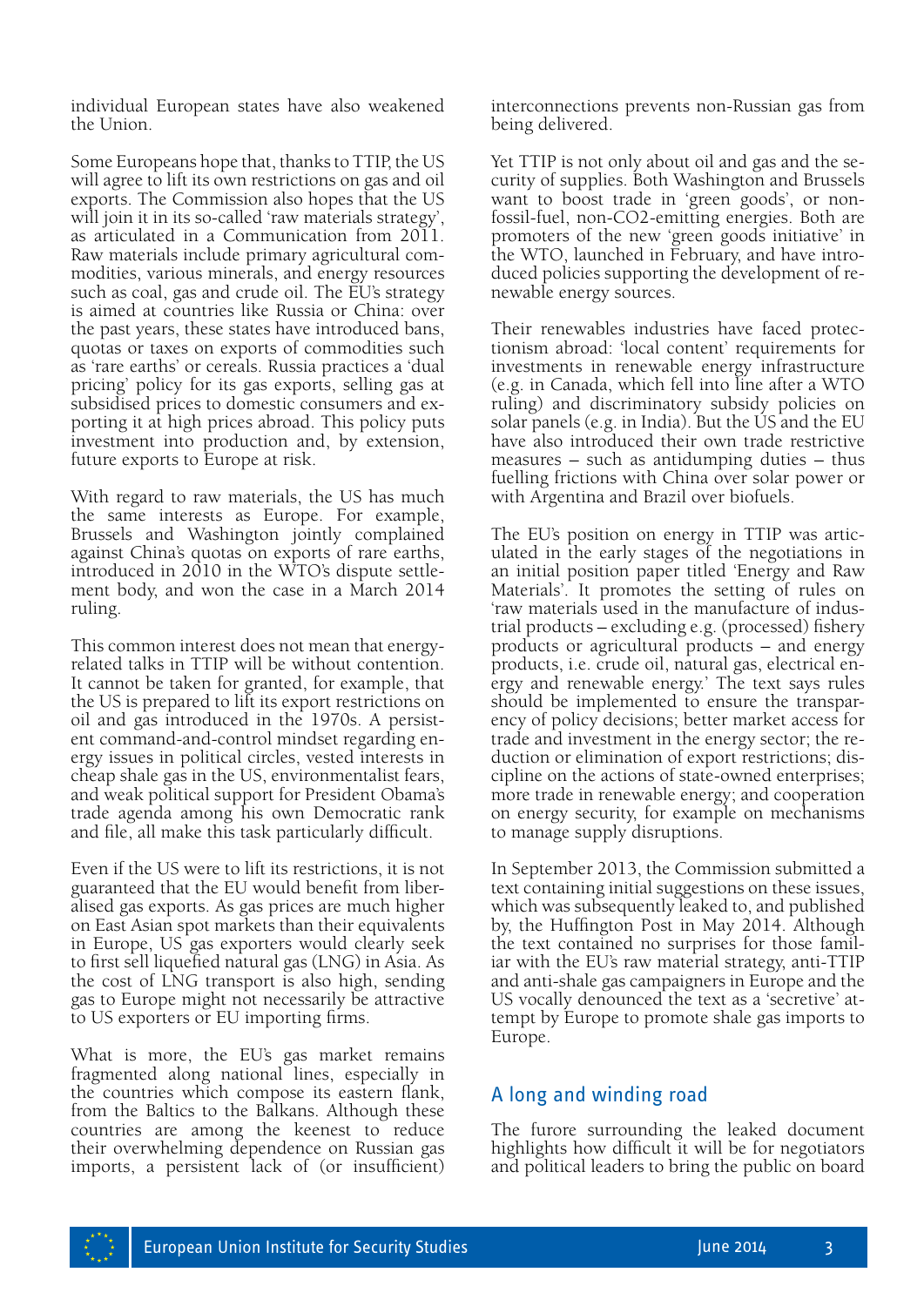individual European states have also weakened the Union.

Some Europeans hope that, thanks to TTIP, the US will agree to lift its own restrictions on gas and oil exports. The Commission also hopes that the US will join it in its so-called 'raw materials strategy', as articulated in a Communication from 2011. Raw materials include primary agricultural commodities, various minerals, and energy resources such as coal, gas and crude oil. The EU's strategy is aimed at countries like Russia or China: over the past years, these states have introduced bans, quotas or taxes on exports of commodities such as 'rare earths' or cereals. Russia practices a 'dual pricing' policy for its gas exports, selling gas at subsidised prices to domestic consumers and exporting it at high prices abroad. This policy puts investment into production and, by extension, future exports to Europe at risk.

With regard to raw materials, the US has much the same interests as Europe. For example, Brussels and Washington jointly complained against China's quotas on exports of rare earths, introduced in 2010 in the WTO's dispute settlement body, and won the case in a March 2014 ruling.

This common interest does not mean that energy-related talks in TTIP will be without contention. It cannot be taken for granted, for example, that the US is prepared to lift its export restrictions on oil and gas introduced in the 1970s. A persistent command-and-control mindset regarding energy issues in political circles, vested interests in cheap shale gas in the US, environmentalist fears, and weak political support for President Obama's trade agenda among his own Democratic rank and file, all make this task particularly difficult.

Even if the US were to lift its restrictions, it is not guaranteed that the EU would benefit from liberalised gas exports. As gas prices are much higher on East Asian spot markets than their equivalents in Europe, US gas exporters would clearly seek to first sell liquefied natural gas (LNG) in Asia. As the cost of LNG transport is also high, sending gas to Europe might not necessarily be attractive to US exporters or EU importing firms.

What is more, the EU's gas market remains fragmented along national lines, especially in the countries which compose its eastern flank, from the Baltics to the Balkans. Although these countries are among the keenest to reduce their overwhelming dependence on Russian gas imports, a persistent lack of (or insufficient) interconnections prevents non-Russian gas from being delivered.

Yet TTIP is not only about oil and gas and the security of supplies. Both Washington and Brussels want to boost trade in 'green goods', or non-fossil-fuel, non-CO2-emitting energies. Both are promoters of the new 'green goods initiative' in the WTO, launched in February, and have introduced policies supporting the development of renewable energy sources.

Their renewables industries have faced protectionism abroad: 'local content' requirements for investments in renewable energy infrastructure (e.g. in Canada, which fell into line after a WTO ruling) and discriminatory subsidy policies on solar panels (e.g. in India). But the US and the EU have also introduced their own trade restrictive measures – such as antidumping duties – thus fuelling frictions with China over solar power or with Argentina and Brazil over biofuels.

The EU's position on energy in TTIP was articulated in the early stages of the negotiations in an initial position paper titled 'Energy and Raw Materials'. It promotes the setting of rules on 'raw materials used in the manufacture of industrial products – excluding e.g. (processed) fishery products or agricultural products – and energy products, i.e. crude oil, natural gas, electrical energy and renewable energy.' The text says rules should be implemented to ensure the transparency of policy decisions; better market access for trade and investment in the energy sector; the reduction or elimination of export restrictions; discipline on the actions of state-owned enterprises; more trade in renewable energy; and cooperation on energy security, for example on mechanisms to manage supply disruptions.

In September 2013, the Commission submitted a text containing initial suggestions on these issues, which was subsequently leaked to, and published by, the Huffington Post in May 2014. Although the text contained no surprises for those familiar with the EU's raw material strategy, anti-TTIP and anti-shale gas campaigners in Europe and the US vocally denounced the text as a 'secretive' attempt by Europe to promote shale gas imports to Europe.

## A long and winding road

The furore surrounding the leaked document highlights how difficult it will be for negotiators and political leaders to bring the public on board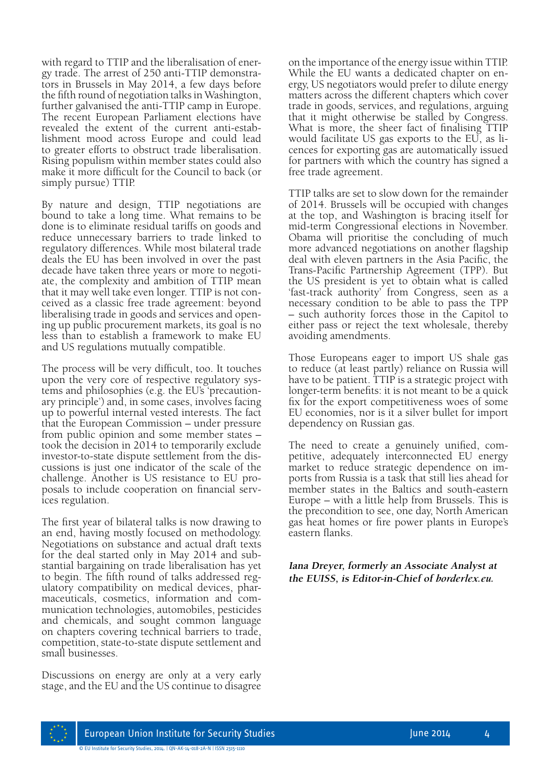with regard to TTIP and the liberalisation of energy trade. The arrest of 250 anti-TTIP demonstrators in Brussels in May 2014, a few days before the fifth round of negotiation talks in Washington, further galvanised the anti-TTIP camp in Europe. The recent European Parliament elections have revealed the extent of the current anti-establishment mood across Europe and could lead to greater efforts to obstruct trade liberalisation. Rising populism within member states could also make it more difficult for the Council to back (or simply pursue) TTIP.

By nature and design, TTIP negotiations are bound to take a long time. What remains to be done is to eliminate residual tariffs on goods and reduce unnecessary barriers to trade linked to regulatory differences. While most bilateral trade deals the EU has been involved in over the past decade have taken three years or more to negotiate, the complexity and ambition of TTIP mean that it may well take even longer. TTIP is not conceived as a classic free trade agreement: beyond liberalising trade in goods and services and opening up public procurement markets, its goal is no less than to establish a framework to make EU and US regulations mutually compatible.

The process will be very difficult, too. It touches upon the very core of respective regulatory systems and philosophies (e.g. the EU's 'precautionary principle') and, in some cases, involves facing up to powerful internal vested interests. The fact that the European Commission – under pressure from public opinion and some member states – took the decision in 2014 to temporarily exclude investor-to-state dispute settlement from the discussions is just one indicator of the scale of the challenge. Another is US resistance to EU proposals to include cooperation on financial services regulation.

The first year of bilateral talks is now drawing to an end, having mostly focused on methodology. Negotiations on substance and actual draft texts for the deal started only in May 2014 and substantial bargaining on trade liberalisation has yet to begin. The fifth round of talks addressed regulatory compatibility on medical devices, pharmaceuticals, cosmetics, information and communication technologies, automobiles, pesticides and chemicals, and sought common language on chapters covering technical barriers to trade, competition, state-to-state dispute settlement and small businesses.

Discussions on energy are only at a very early stage, and the EU and the US continue to disagree on the importance of the energy issue within TTIP. While the EU wants a dedicated chapter on energy, US negotiators would prefer to dilute energy matters across the different chapters which cover trade in goods, services, and regulations, arguing that it might otherwise be stalled by Congress. What is more, the sheer fact of finalising TTIP would facilitate US gas exports to the EU, as licences for exporting gas are automatically issued for partners with which the country has signed a free trade agreement.

TTIP talks are set to slow down for the remainder of 2014. Brussels will be occupied with changes at the top, and Washington is bracing itself for mid-term Congressional elections in November. Obama will prioritise the concluding of much more advanced negotiations on another flagship deal with eleven partners in the Asia Pacific, the Trans-Pacific Partnership Agreement (TPP). But the US president is yet to obtain what is called 'fast-track authority' from Congress, seen as a necessary condition to be able to pass the TPP – such authority forces those in the Capitol to either pass or reject the text wholesale, thereby avoiding amendments.

Those Europeans eager to import US shale gas to reduce (at least partly) reliance on Russia will have to be patient. TTIP is a strategic project with longer-term benefits: it is not meant to be a quick fix for the export competitiveness woes of some EU economies, nor is it a silver bullet for import dependency on Russian gas.

The need to create a genuinely unified, competitive, adequately interconnected EU energy market to reduce strategic dependence on imports from Russia is a task that still lies ahead for member states in the Baltics and south-eastern Europe – with a little help from Brussels. This is the precondition to see, one day, North American gas heat homes or fire power plants in Europe's eastern flanks.

***Iana Dreyer, formerly an Associate Analyst at the EUISS, is Editor-in-Chief of borderlex.eu.***

© EU Institute for Security Studies, 2014. | QN-AK-14-018-2A-N | ISSN 2315-1110